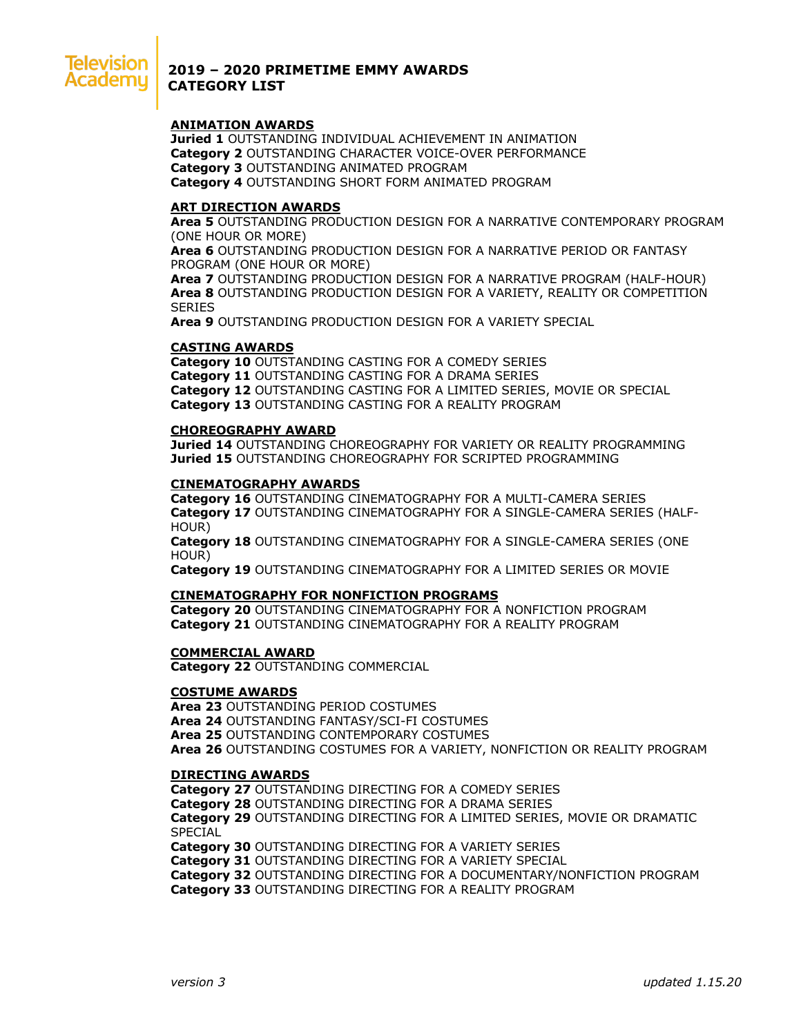Television Academy

# 2019 – 2020 PRIMETIME EMMY AWARDS
# CATEGORY LIST

## ANIMATION AWARDS

**Juried 1** OUTSTANDING INDIVIDUAL ACHIEVEMENT IN ANIMATION
**Category 2** OUTSTANDING CHARACTER VOICE-OVER PERFORMANCE
**Category 3** OUTSTANDING ANIMATED PROGRAM
**Category 4** OUTSTANDING SHORT FORM ANIMATED PROGRAM

## ART DIRECTION AWARDS

**Area 5** OUTSTANDING PRODUCTION DESIGN FOR A NARRATIVE CONTEMPORARY PROGRAM (ONE HOUR OR MORE)
**Area 6** OUTSTANDING PRODUCTION DESIGN FOR A NARRATIVE PERIOD OR FANTASY PROGRAM (ONE HOUR OR MORE)
**Area 7** OUTSTANDING PRODUCTION DESIGN FOR A NARRATIVE PROGRAM (HALF-HOUR)
**Area 8** OUTSTANDING PRODUCTION DESIGN FOR A VARIETY, REALITY OR COMPETITION SERIES
**Area 9** OUTSTANDING PRODUCTION DESIGN FOR A VARIETY SPECIAL

## CASTING AWARDS

**Category 10** OUTSTANDING CASTING FOR A COMEDY SERIES
**Category 11** OUTSTANDING CASTING FOR A DRAMA SERIES
**Category 12** OUTSTANDING CASTING FOR A LIMITED SERIES, MOVIE OR SPECIAL
**Category 13** OUTSTANDING CASTING FOR A REALITY PROGRAM

## CHOREOGRAPHY AWARD

**Juried 14** OUTSTANDING CHOREOGRAPHY FOR VARIETY OR REALITY PROGRAMMING
**Juried 15** OUTSTANDING CHOREOGRAPHY FOR SCRIPTED PROGRAMMING

## CINEMATOGRAPHY AWARDS

**Category 16** OUTSTANDING CINEMATOGRAPHY FOR A MULTI-CAMERA SERIES
**Category 17** OUTSTANDING CINEMATOGRAPHY FOR A SINGLE-CAMERA SERIES (HALF-HOUR)
**Category 18** OUTSTANDING CINEMATOGRAPHY FOR A SINGLE-CAMERA SERIES (ONE HOUR)
**Category 19** OUTSTANDING CINEMATOGRAPHY FOR A LIMITED SERIES OR MOVIE

## CINEMATOGRAPHY FOR NONFICTION PROGRAMS

**Category 20** OUTSTANDING CINEMATOGRAPHY FOR A NONFICTION PROGRAM
**Category 21** OUTSTANDING CINEMATOGRAPHY FOR A REALITY PROGRAM

## COMMERCIAL AWARD

**Category 22** OUTSTANDING COMMERCIAL

## COSTUME AWARDS

**Area 23** OUTSTANDING PERIOD COSTUMES
**Area 24** OUTSTANDING FANTASY/SCI-FI COSTUMES
**Area 25** OUTSTANDING CONTEMPORARY COSTUMES
**Area 26** OUTSTANDING COSTUMES FOR A VARIETY, NONFICTION OR REALITY PROGRAM

## DIRECTING AWARDS

**Category 27** OUTSTANDING DIRECTING FOR A COMEDY SERIES
**Category 28** OUTSTANDING DIRECTING FOR A DRAMA SERIES
**Category 29** OUTSTANDING DIRECTING FOR A LIMITED SERIES, MOVIE OR DRAMATIC SPECIAL
**Category 30** OUTSTANDING DIRECTING FOR A VARIETY SERIES
**Category 31** OUTSTANDING DIRECTING FOR A VARIETY SPECIAL
**Category 32** OUTSTANDING DIRECTING FOR A DOCUMENTARY/NONFICTION PROGRAM
**Category 33** OUTSTANDING DIRECTING FOR A REALITY PROGRAM

*version 3* *updated 1.15.20*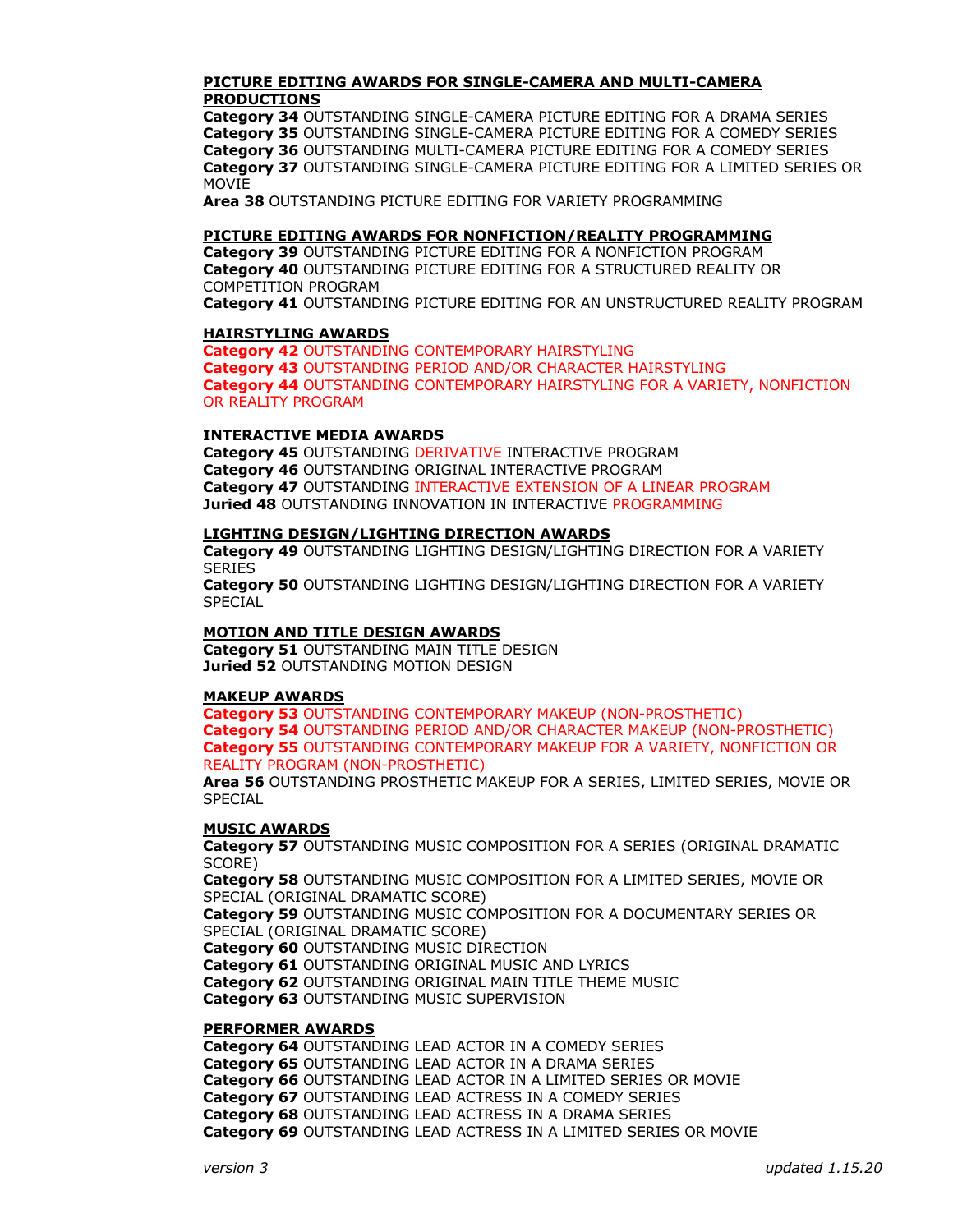**PICTURE EDITING AWARDS FOR SINGLE-CAMERA AND MULTI-CAMERA PRODUCTIONS**

**Category 34** OUTSTANDING SINGLE-CAMERA PICTURE EDITING FOR A DRAMA SERIES
**Category 35** OUTSTANDING SINGLE-CAMERA PICTURE EDITING FOR A COMEDY SERIES
**Category 36** OUTSTANDING MULTI-CAMERA PICTURE EDITING FOR A COMEDY SERIES
**Category 37** OUTSTANDING SINGLE-CAMERA PICTURE EDITING FOR A LIMITED SERIES OR MOVIE
**Area 38** OUTSTANDING PICTURE EDITING FOR VARIETY PROGRAMMING

**PICTURE EDITING AWARDS FOR NONFICTION/REALITY PROGRAMMING**

**Category 39** OUTSTANDING PICTURE EDITING FOR A NONFICTION PROGRAM
**Category 40** OUTSTANDING PICTURE EDITING FOR A STRUCTURED REALITY OR COMPETITION PROGRAM
**Category 41** OUTSTANDING PICTURE EDITING FOR AN UNSTRUCTURED REALITY PROGRAM

**HAIRSTYLING AWARDS**

**Category 42** OUTSTANDING CONTEMPORARY HAIRSTYLING
**Category 43** OUTSTANDING PERIOD AND/OR CHARACTER HAIRSTYLING
**Category 44** OUTSTANDING CONTEMPORARY HAIRSTYLING FOR A VARIETY, NONFICTION OR REALITY PROGRAM

**INTERACTIVE MEDIA AWARDS**

**Category 45** OUTSTANDING DERIVATIVE INTERACTIVE PROGRAM
**Category 46** OUTSTANDING ORIGINAL INTERACTIVE PROGRAM
**Category 47** OUTSTANDING INTERACTIVE EXTENSION OF A LINEAR PROGRAM
**Juried 48** OUTSTANDING INNOVATION IN INTERACTIVE PROGRAMMING

**LIGHTING DESIGN/LIGHTING DIRECTION AWARDS**

**Category 49** OUTSTANDING LIGHTING DESIGN/LIGHTING DIRECTION FOR A VARIETY SERIES
**Category 50** OUTSTANDING LIGHTING DESIGN/LIGHTING DIRECTION FOR A VARIETY SPECIAL

**MOTION AND TITLE DESIGN AWARDS**

**Category 51** OUTSTANDING MAIN TITLE DESIGN
**Juried 52** OUTSTANDING MOTION DESIGN

**MAKEUP AWARDS**

**Category 53** OUTSTANDING CONTEMPORARY MAKEUP (NON-PROSTHETIC)
**Category 54** OUTSTANDING PERIOD AND/OR CHARACTER MAKEUP (NON-PROSTHETIC)
**Category 55** OUTSTANDING CONTEMPORARY MAKEUP FOR A VARIETY, NONFICTION OR REALITY PROGRAM (NON-PROSTHETIC)
**Area 56** OUTSTANDING PROSTHETIC MAKEUP FOR A SERIES, LIMITED SERIES, MOVIE OR SPECIAL

**MUSIC AWARDS**

**Category 57** OUTSTANDING MUSIC COMPOSITION FOR A SERIES (ORIGINAL DRAMATIC SCORE)
**Category 58** OUTSTANDING MUSIC COMPOSITION FOR A LIMITED SERIES, MOVIE OR SPECIAL (ORIGINAL DRAMATIC SCORE)
**Category 59** OUTSTANDING MUSIC COMPOSITION FOR A DOCUMENTARY SERIES OR SPECIAL (ORIGINAL DRAMATIC SCORE)
**Category 60** OUTSTANDING MUSIC DIRECTION
**Category 61** OUTSTANDING ORIGINAL MUSIC AND LYRICS
**Category 62** OUTSTANDING ORIGINAL MAIN TITLE THEME MUSIC
**Category 63** OUTSTANDING MUSIC SUPERVISION

**PERFORMER AWARDS**

**Category 64** OUTSTANDING LEAD ACTOR IN A COMEDY SERIES
**Category 65** OUTSTANDING LEAD ACTOR IN A DRAMA SERIES
**Category 66** OUTSTANDING LEAD ACTOR IN A LIMITED SERIES OR MOVIE
**Category 67** OUTSTANDING LEAD ACTRESS IN A COMEDY SERIES
**Category 68** OUTSTANDING LEAD ACTRESS IN A DRAMA SERIES
**Category 69** OUTSTANDING LEAD ACTRESS IN A LIMITED SERIES OR MOVIE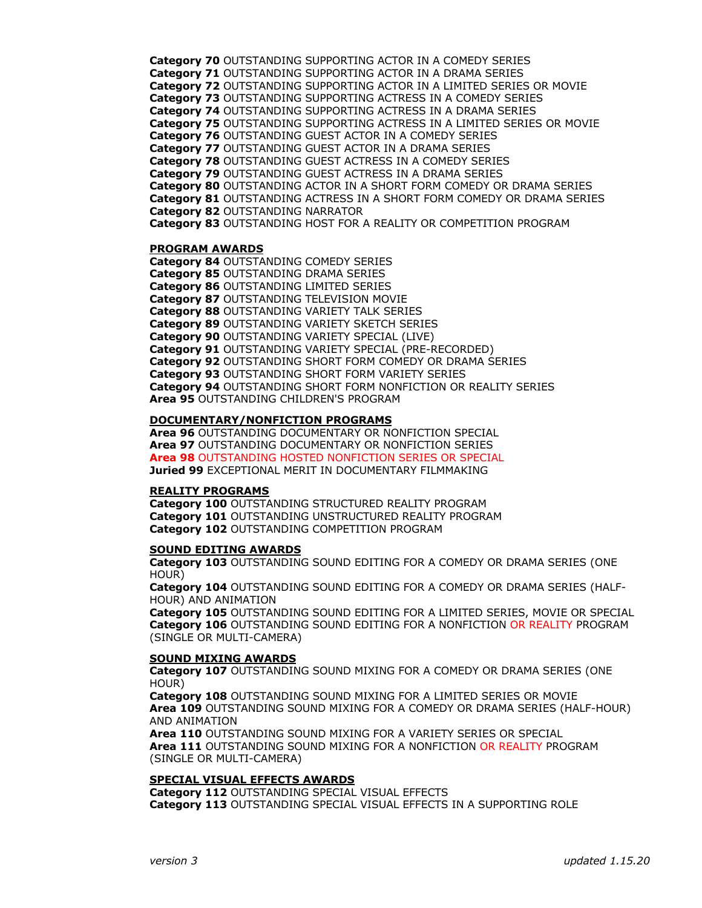**Category 70** OUTSTANDING SUPPORTING ACTOR IN A COMEDY SERIES
**Category 71** OUTSTANDING SUPPORTING ACTOR IN A DRAMA SERIES
**Category 72** OUTSTANDING SUPPORTING ACTOR IN A LIMITED SERIES OR MOVIE
**Category 73** OUTSTANDING SUPPORTING ACTRESS IN A COMEDY SERIES
**Category 74** OUTSTANDING SUPPORTING ACTRESS IN A DRAMA SERIES
**Category 75** OUTSTANDING SUPPORTING ACTRESS IN A LIMITED SERIES OR MOVIE
**Category 76** OUTSTANDING GUEST ACTOR IN A COMEDY SERIES
**Category 77** OUTSTANDING GUEST ACTOR IN A DRAMA SERIES
**Category 78** OUTSTANDING GUEST ACTRESS IN A COMEDY SERIES
**Category 79** OUTSTANDING GUEST ACTRESS IN A DRAMA SERIES
**Category 80** OUTSTANDING ACTOR IN A SHORT FORM COMEDY OR DRAMA SERIES
**Category 81** OUTSTANDING ACTRESS IN A SHORT FORM COMEDY OR DRAMA SERIES
**Category 82** OUTSTANDING NARRATOR
**Category 83** OUTSTANDING HOST FOR A REALITY OR COMPETITION PROGRAM

**PROGRAM AWARDS**

**Category 84** OUTSTANDING COMEDY SERIES
**Category 85** OUTSTANDING DRAMA SERIES
**Category 86** OUTSTANDING LIMITED SERIES
**Category 87** OUTSTANDING TELEVISION MOVIE
**Category 88** OUTSTANDING VARIETY TALK SERIES
**Category 89** OUTSTANDING VARIETY SKETCH SERIES
**Category 90** OUTSTANDING VARIETY SPECIAL (LIVE)
**Category 91** OUTSTANDING VARIETY SPECIAL (PRE-RECORDED)
**Category 92** OUTSTANDING SHORT FORM COMEDY OR DRAMA SERIES
**Category 93** OUTSTANDING SHORT FORM VARIETY SERIES
**Category 94** OUTSTANDING SHORT FORM NONFICTION OR REALITY SERIES
**Area 95** OUTSTANDING CHILDREN'S PROGRAM

**DOCUMENTARY/NONFICTION PROGRAMS**

**Area 96** OUTSTANDING DOCUMENTARY OR NONFICTION SPECIAL
**Area 97** OUTSTANDING DOCUMENTARY OR NONFICTION SERIES
**Area 98** OUTSTANDING HOSTED NONFICTION SERIES OR SPECIAL
**Juried 99** EXCEPTIONAL MERIT IN DOCUMENTARY FILMMAKING

**REALITY PROGRAMS**

**Category 100** OUTSTANDING STRUCTURED REALITY PROGRAM
**Category 101** OUTSTANDING UNSTRUCTURED REALITY PROGRAM
**Category 102** OUTSTANDING COMPETITION PROGRAM

**SOUND EDITING AWARDS**

**Category 103** OUTSTANDING SOUND EDITING FOR A COMEDY OR DRAMA SERIES (ONE HOUR)
**Category 104** OUTSTANDING SOUND EDITING FOR A COMEDY OR DRAMA SERIES (HALF-HOUR) AND ANIMATION
**Category 105** OUTSTANDING SOUND EDITING FOR A LIMITED SERIES, MOVIE OR SPECIAL
**Category 106** OUTSTANDING SOUND EDITING FOR A NONFICTION OR REALITY PROGRAM (SINGLE OR MULTI-CAMERA)

**SOUND MIXING AWARDS**

**Category 107** OUTSTANDING SOUND MIXING FOR A COMEDY OR DRAMA SERIES (ONE HOUR)
**Category 108** OUTSTANDING SOUND MIXING FOR A LIMITED SERIES OR MOVIE
**Area 109** OUTSTANDING SOUND MIXING FOR A COMEDY OR DRAMA SERIES (HALF-HOUR) AND ANIMATION
**Area 110** OUTSTANDING SOUND MIXING FOR A VARIETY SERIES OR SPECIAL
**Area 111** OUTSTANDING SOUND MIXING FOR A NONFICTION OR REALITY PROGRAM (SINGLE OR MULTI-CAMERA)

**SPECIAL VISUAL EFFECTS AWARDS**

**Category 112** OUTSTANDING SPECIAL VISUAL EFFECTS
**Category 113** OUTSTANDING SPECIAL VISUAL EFFECTS IN A SUPPORTING ROLE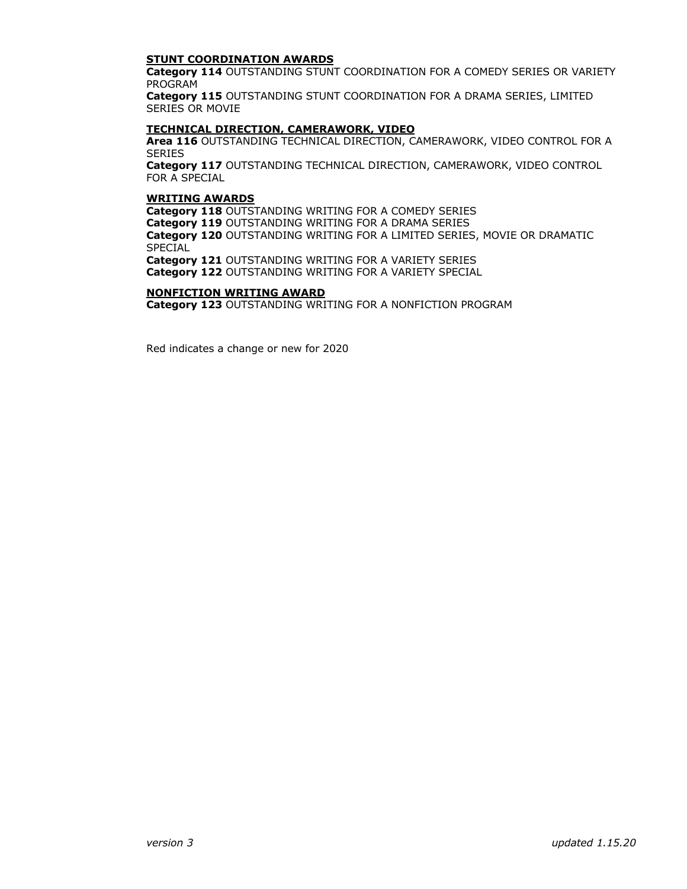**STUNT COORDINATION AWARDS**

**Category 114** OUTSTANDING STUNT COORDINATION FOR A COMEDY SERIES OR VARIETY PROGRAM

**Category 115** OUTSTANDING STUNT COORDINATION FOR A DRAMA SERIES, LIMITED SERIES OR MOVIE

**TECHNICAL DIRECTION, CAMERAWORK, VIDEO**

**Area 116** OUTSTANDING TECHNICAL DIRECTION, CAMERAWORK, VIDEO CONTROL FOR A SERIES

**Category 117** OUTSTANDING TECHNICAL DIRECTION, CAMERAWORK, VIDEO CONTROL FOR A SPECIAL

**WRITING AWARDS**

**Category 118** OUTSTANDING WRITING FOR A COMEDY SERIES

**Category 119** OUTSTANDING WRITING FOR A DRAMA SERIES

**Category 120** OUTSTANDING WRITING FOR A LIMITED SERIES, MOVIE OR DRAMATIC SPECIAL

**Category 121** OUTSTANDING WRITING FOR A VARIETY SERIES

**Category 122** OUTSTANDING WRITING FOR A VARIETY SPECIAL

**NONFICTION WRITING AWARD**

**Category 123** OUTSTANDING WRITING FOR A NONFICTION PROGRAM

Red indicates a change or new for 2020

*version 3* *updated 1.15.20*